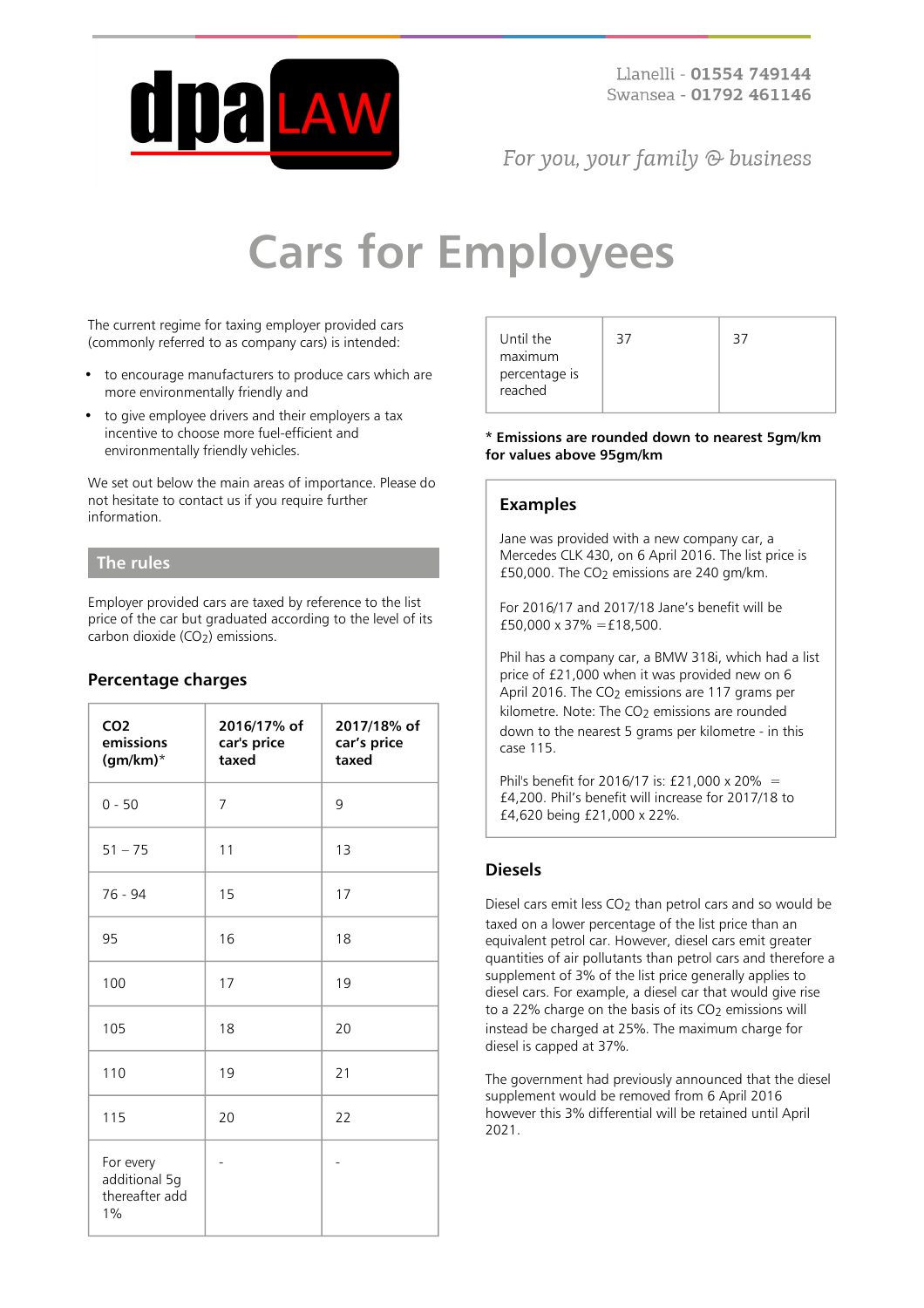# Cars for Employees

The current regime for taxing employer provided cars (commonly referred to as company cars) is intended:

- to encourage manufacturers to produce cars which are more environmentally friendly and
- to give employee drivers and their employers a tax incentive to choose more fuel-efficient and environmentally friendly vehicles.

We set out below the main areas of importance. Please do not hesitate to contact us if you require further information.

## The rules

Employer provided cars are taxed by reference to the list price of the car but graduated according to the level of its carbon dioxide ($CO_2$) emissions.

### Percentage charges

| CO2 emissions (gm/km)* | 2016/17% of car's price taxed | 2017/18% of car's price taxed |
|---|---|---|
| 0 - 50 | 7 | 9 |
| 51 – 75 | 11 | 13 |
| 76 - 94 | 15 | 17 |
| 95 | 16 | 18 |
| 100 | 17 | 19 |
| 105 | 18 | 20 |
| 110 | 19 | 21 |
| 115 | 20 | 22 |
| For every additional 5g thereafter add 1% | - | - |
| Until the maximum percentage is reached | 37 | 37 |

**\* Emissions are rounded down to nearest 5gm/km for values above 95gm/km**

### Examples

Jane was provided with a new company car, a Mercedes CLK 430, on 6 April 2016. The list price is £50,000. The $CO_2$ emissions are 240 gm/km.

For 2016/17 and 2017/18 Jane's benefit will be £50,000 x 37% =£18,500.

Phil has a company car, a BMW 318i, which had a list price of £21,000 when it was provided new on 6 April 2016. The $CO_2$ emissions are 117 grams per kilometre. Note: The $CO_2$ emissions are rounded down to the nearest 5 grams per kilometre - in this case 115.

Phil's benefit for 2016/17 is: £21,000 x 20% = £4,200. Phil's benefit will increase for 2017/18 to £4,620 being £21,000 x 22%.

### Diesels

Diesel cars emit less $CO_2$ than petrol cars and so would be taxed on a lower percentage of the list price than an equivalent petrol car. However, diesel cars emit greater quantities of air pollutants than petrol cars and therefore a supplement of 3% of the list price generally applies to diesel cars. For example, a diesel car that would give rise to a 22% charge on the basis of its $CO_2$ emissions will instead be charged at 25%. The maximum charge for diesel is capped at 37%.

The government had previously announced that the diesel supplement would be removed from 6 April 2016 however this 3% differential will be retained until April 2021.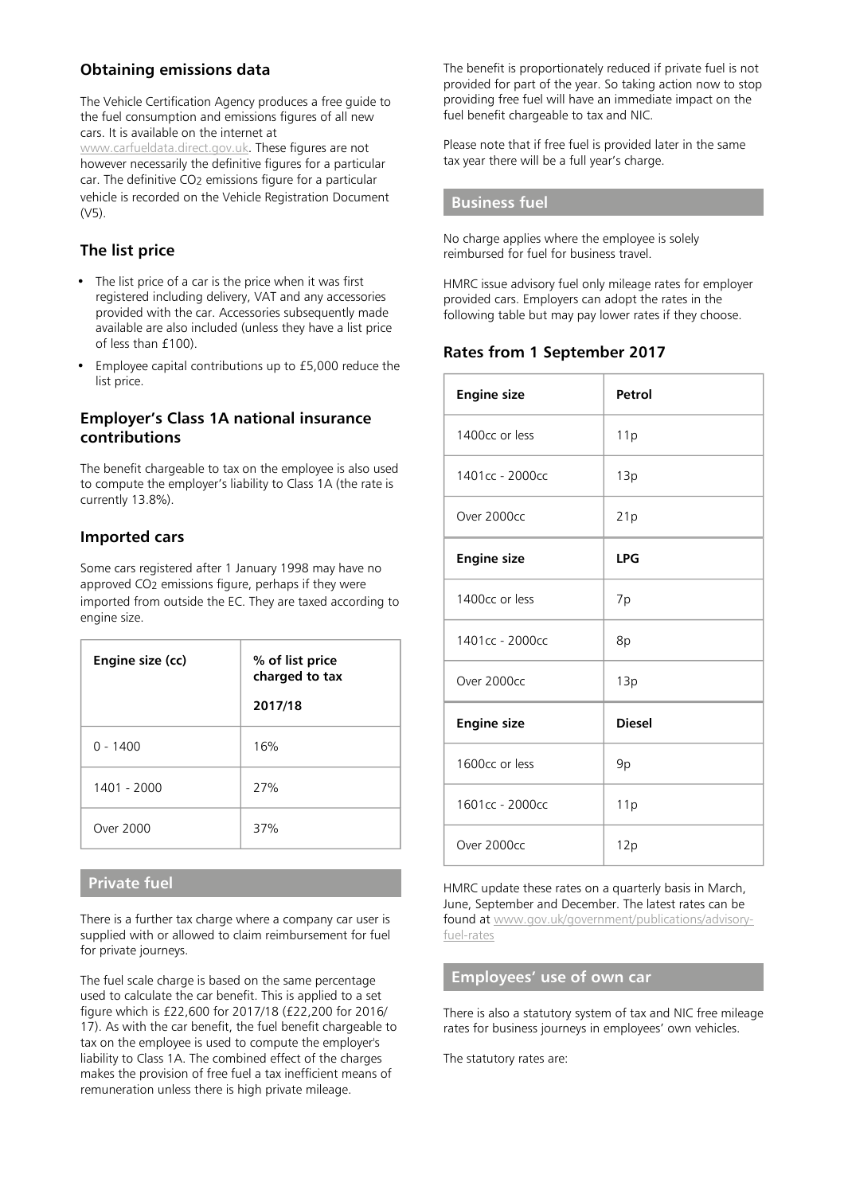## Obtaining emissions data

The Vehicle Certification Agency produces a free guide to the fuel consumption and emissions figures of all new cars. It is available on the internet at www.carfueldata.direct.gov.uk. These figures are not however necessarily the definitive figures for a particular car. The definitive $CO_2$ emissions figure for a particular vehicle is recorded on the Vehicle Registration Document (V5).

## The list price

- The list price of a car is the price when it was first registered including delivery, VAT and any accessories provided with the car. Accessories subsequently made available are also included (unless they have a list price of less than £100).
- Employee capital contributions up to £5,000 reduce the list price.

## Employer's Class 1A national insurance contributions

The benefit chargeable to tax on the employee is also used to compute the employer's liability to Class 1A (the rate is currently 13.8%).

## Imported cars

Some cars registered after 1 January 1998 may have no approved $CO_2$ emissions figure, perhaps if they were imported from outside the EC. They are taxed according to engine size.

| Engine size (cc) | % of list price charged to tax 2017/18 |
|---|---|
| 0 - 1400 | 16% |
| 1401 - 2000 | 27% |
| Over 2000 | 37% |

## Private fuel

There is a further tax charge where a company car user is supplied with or allowed to claim reimbursement for fuel for private journeys.

The fuel scale charge is based on the same percentage used to calculate the car benefit. This is applied to a set figure which is £22,600 for 2017/18 (£22,200 for 2016/17). As with the car benefit, the fuel benefit chargeable to tax on the employee is used to compute the employer's liability to Class 1A. The combined effect of the charges makes the provision of free fuel a tax inefficient means of remuneration unless there is high private mileage.

The benefit is proportionately reduced if private fuel is not provided for part of the year. So taking action now to stop providing free fuel will have an immediate impact on the fuel benefit chargeable to tax and NIC.

Please note that if free fuel is provided later in the same tax year there will be a full year's charge.

## Business fuel

No charge applies where the employee is solely reimbursed for fuel for business travel.

HMRC issue advisory fuel only mileage rates for employer provided cars. Employers can adopt the rates in the following table but may pay lower rates if they choose.

### Rates from 1 September 2017

| Engine size | Petrol |
|---|---|
| 1400cc or less | 11p |
| 1401cc - 2000cc | 13p |
| Over 2000cc | 21p |
| **Engine size** | **LPG** |
| 1400cc or less | 7p |
| 1401cc - 2000cc | 8p |
| Over 2000cc | 13p |
| **Engine size** | **Diesel** |
| 1600cc or less | 9p |
| 1601cc - 2000cc | 11p |
| Over 2000cc | 12p |

HMRC update these rates on a quarterly basis in March, June, September and December. The latest rates can be found at www.gov.uk/government/publications/advisory-fuel-rates

## Employees' use of own car

There is also a statutory system of tax and NIC free mileage rates for business journeys in employees' own vehicles.

The statutory rates are: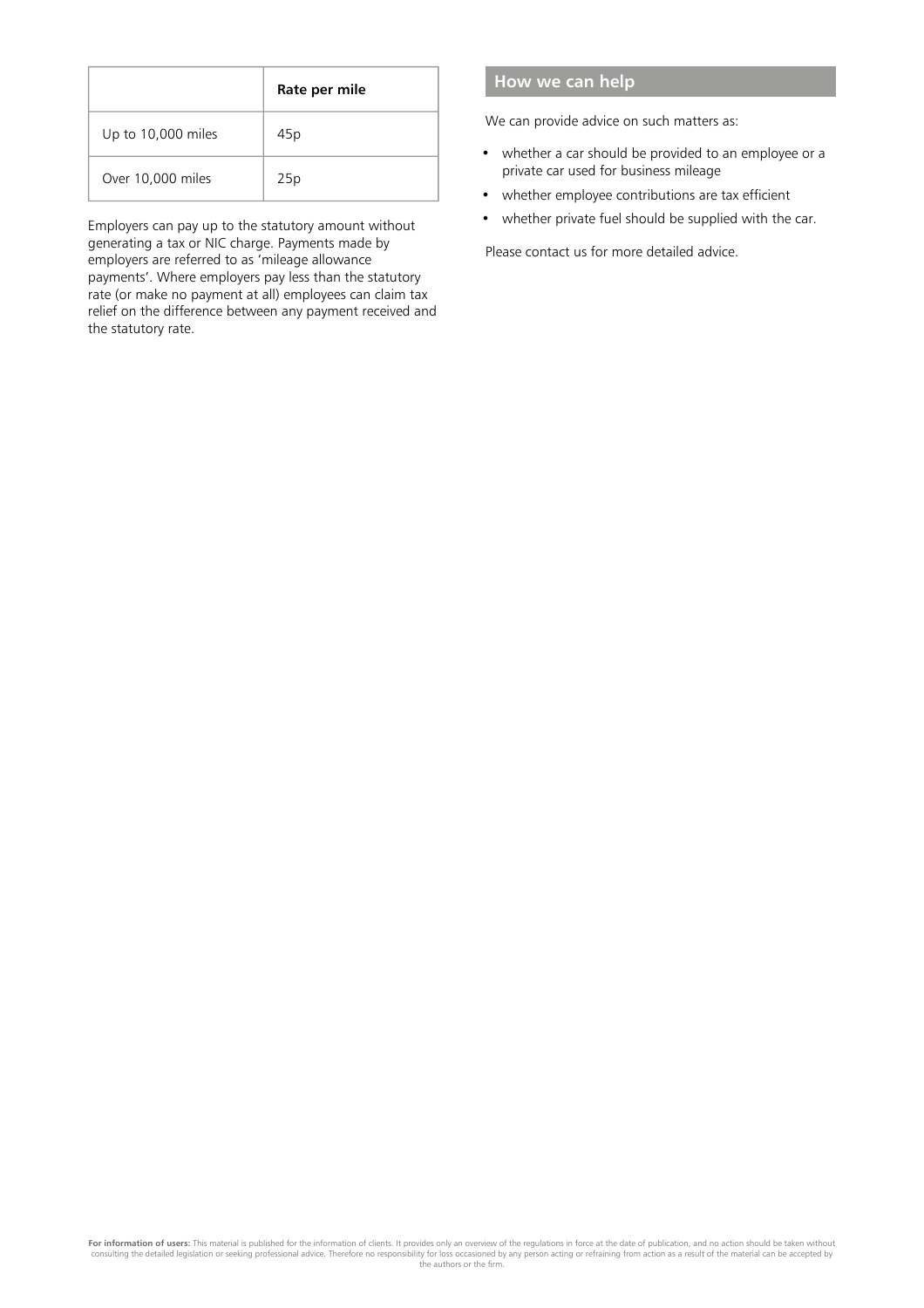| | Rate per mile |
|---|---|
| Up to 10,000 miles | 45p |
| Over 10,000 miles | 25p |

Employers can pay up to the statutory amount without generating a tax or NIC charge. Payments made by employers are referred to as 'mileage allowance payments'. Where employers pay less than the statutory rate (or make no payment at all) employees can claim tax relief on the difference between any payment received and the statutory rate.

## How we can help

We can provide advice on such matters as:

- whether a car should be provided to an employee or a private car used for business mileage
- whether employee contributions are tax efficient
- whether private fuel should be supplied with the car.

Please contact us for more detailed advice.

**For information of users:** This material is published for the information of clients. It provides only an overview of the regulations in force at the date of publication, and no action should be taken without consulting the detailed legislation or seeking professional advice. Therefore no responsibility for loss occasioned by any person acting or refraining from action as a result of the material can be accepted by the authors or the firm.